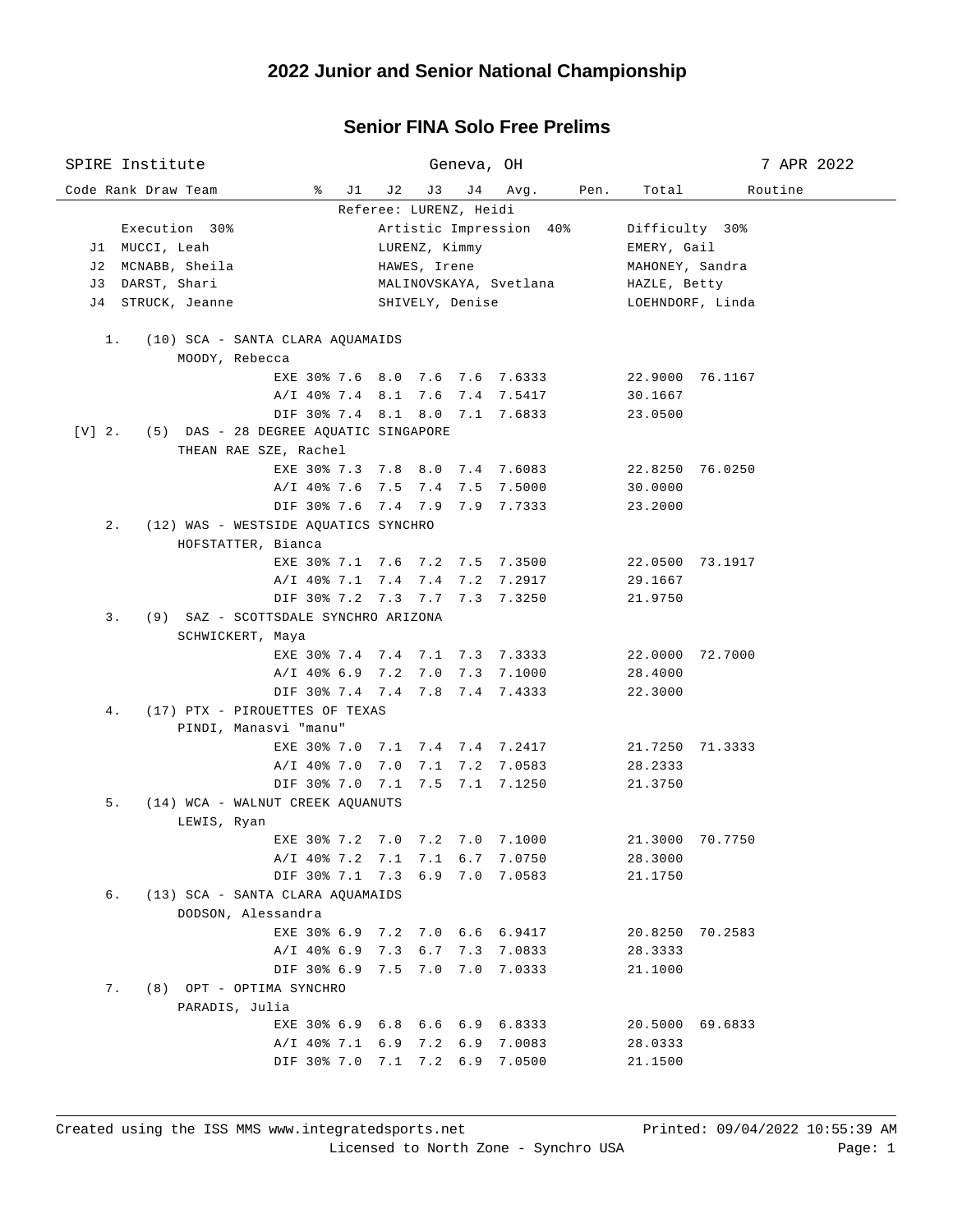# 2022 Junior and Senior National Championship

## Senior FINA Solo Free Prelims

SPIRE Institute | Geneva, OH | 7 APR 2022

Referee: LURENZ, Heidi

| | Execution 30% | Artistic Impression 40% | Difficulty 30% |
|---|---|---|---|
| J1 | MUCCI, Leah | LURENZ, Kimmy | EMERY, Gail |
| J2 | MCNABB, Sheila | HAWES, Irene | MAHONEY, Sandra |
| J3 | DARST, Shari | MALINOVSKAYA, Svetlana | HAZLE, Betty |
| J4 | STRUCK, Jeanne | SHIVELY, Denise | LOEHNDORF, Linda |

| Code | Rank | Draw | Team | % | J1 | J2 | J3 | J4 | Avg. | Pen. | Total | Routine |
|---|---|---|---|---|---|---|---|---|---|---|---|---|
| | 1. | (10) | SCA - SANTA CLARA AQUAMAIDS | | | | | | | | | |
| | | | MOODY, Rebecca | | | | | | | | | |
| | | | | EXE 30% | 7.6 | 8.0 | 7.6 | 7.6 | 7.6333 | | 22.9000 | 76.1167 |
| | | | | A/I 40% | 7.4 | 8.1 | 7.6 | 7.4 | 7.5417 | | 30.1667 | |
| | | | | DIF 30% | 7.4 | 8.1 | 8.0 | 7.1 | 7.6833 | | 23.0500 | |
| [V] | 2. | (5) | DAS - 28 DEGREE AQUATIC SINGAPORE | | | | | | | | | |
| | | | THEAN RAE SZE, Rachel | | | | | | | | | |
| | | | | EXE 30% | 7.3 | 7.8 | 8.0 | 7.4 | 7.6083 | | 22.8250 | 76.0250 |
| | | | | A/I 40% | 7.6 | 7.5 | 7.4 | 7.5 | 7.5000 | | 30.0000 | |
| | | | | DIF 30% | 7.6 | 7.4 | 7.9 | 7.9 | 7.7333 | | 23.2000 | |
| | 2. | (12) | WAS - WESTSIDE AQUATICS SYNCHRO | | | | | | | | | |
| | | | HOFSTATTER, Bianca | | | | | | | | | |
| | | | | EXE 30% | 7.1 | 7.6 | 7.2 | 7.5 | 7.3500 | | 22.0500 | 73.1917 |
| | | | | A/I 40% | 7.1 | 7.4 | 7.4 | 7.2 | 7.2917 | | 29.1667 | |
| | | | | DIF 30% | 7.2 | 7.3 | 7.7 | 7.3 | 7.3250 | | 21.9750 | |
| | 3. | (9) | SAZ - SCOTTSDALE SYNCHRO ARIZONA | | | | | | | | | |
| | | | SCHWICKERT, Maya | | | | | | | | | |
| | | | | EXE 30% | 7.4 | 7.4 | 7.1 | 7.3 | 7.3333 | | 22.0000 | 72.7000 |
| | | | | A/I 40% | 6.9 | 7.2 | 7.0 | 7.3 | 7.1000 | | 28.4000 | |
| | | | | DIF 30% | 7.4 | 7.4 | 7.8 | 7.4 | 7.4333 | | 22.3000 | |
| | 4. | (17) | PTX - PIROUETTES OF TEXAS | | | | | | | | | |
| | | | PINDI, Manasvi "manu" | | | | | | | | | |
| | | | | EXE 30% | 7.0 | 7.1 | 7.4 | 7.4 | 7.2417 | | 21.7250 | 71.3333 |
| | | | | A/I 40% | 7.0 | 7.0 | 7.1 | 7.2 | 7.0583 | | 28.2333 | |
| | | | | DIF 30% | 7.0 | 7.1 | 7.5 | 7.1 | 7.1250 | | 21.3750 | |
| | 5. | (14) | WCA - WALNUT CREEK AQUANUTS | | | | | | | | | |
| | | | LEWIS, Ryan | | | | | | | | | |
| | | | | EXE 30% | 7.2 | 7.0 | 7.2 | 7.0 | 7.1000 | | 21.3000 | 70.7750 |
| | | | | A/I 40% | 7.2 | 7.1 | 7.1 | 6.7 | 7.0750 | | 28.3000 | |
| | | | | DIF 30% | 7.1 | 7.3 | 6.9 | 7.0 | 7.0583 | | 21.1750 | |
| | 6. | (13) | SCA - SANTA CLARA AQUAMAIDS | | | | | | | | | |
| | | | DODSON, Alessandra | | | | | | | | | |
| | | | | EXE 30% | 6.9 | 7.2 | 7.0 | 6.6 | 6.9417 | | 20.8250 | 70.2583 |
| | | | | A/I 40% | 6.9 | 7.3 | 6.7 | 7.3 | 7.0833 | | 28.3333 | |
| | | | | DIF 30% | 6.9 | 7.5 | 7.0 | 7.0 | 7.0333 | | 21.1000 | |
| | 7. | (8) | OPT - OPTIMA SYNCHRO | | | | | | | | | |
| | | | PARADIS, Julia | | | | | | | | | |
| | | | | EXE 30% | 6.9 | 6.8 | 6.6 | 6.9 | 6.8333 | | 20.5000 | 69.6833 |
| | | | | A/I 40% | 7.1 | 6.9 | 7.2 | 6.9 | 7.0083 | | 28.0333 | |
| | | | | DIF 30% | 7.0 | 7.1 | 7.2 | 6.9 | 7.0500 | | 21.1500 | |

Created using the ISS MMS www.integratedsports.net | Printed: 09/04/2022 10:55:39 AM

Licensed to North Zone - Synchro USA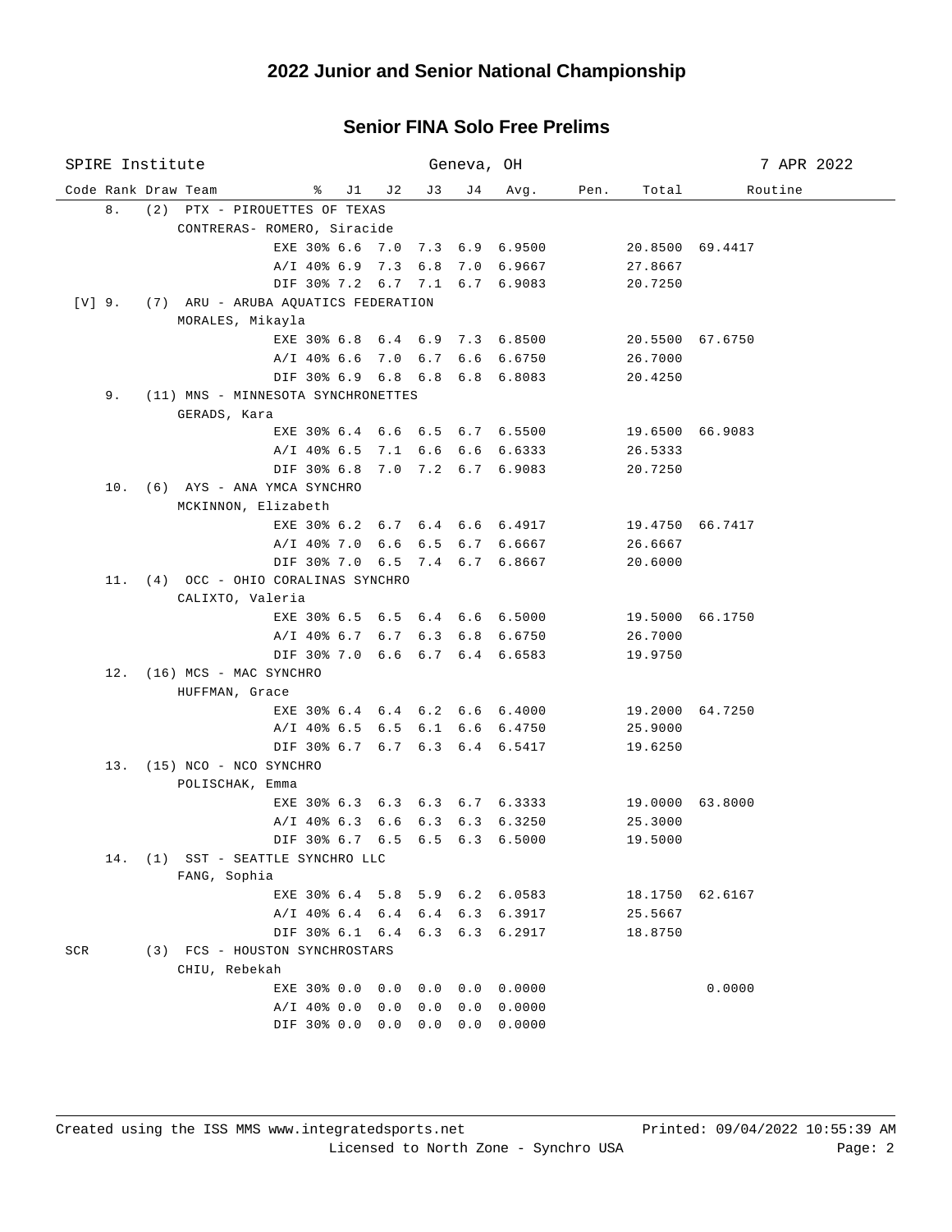# 2022 Junior and Senior National Championship

## Senior FINA Solo Free Prelims

SPIRE Institute — Geneva, OH — 7 APR 2022

| Code | Rank | Draw | Team | % | J1 | J2 | J3 | J4 | Avg. | Pen. | Total | Routine |
|---|---|---|---|---|---|---|---|---|---|---|---|---|
| | 8. | (2) | PTX - PIROUETTES OF TEXAS | | | | | | | | | |
| | | | CONTRERAS- ROMERO, Siracide | | | | | | | | | |
| | | | | EXE 30% | 6.6 | 7.0 | 7.3 | 6.9 | 6.9500 | | 20.8500 | 69.4417 |
| | | | | A/I 40% | 6.9 | 7.3 | 6.8 | 7.0 | 6.9667 | | 27.8667 | |
| | | | | DIF 30% | 7.2 | 6.7 | 7.1 | 6.7 | 6.9083 | | 20.7250 | |
| [V] | 9. | (7) | ARU - ARUBA AQUATICS FEDERATION | | | | | | | | | |
| | | | MORALES, Mikayla | | | | | | | | | |
| | | | | EXE 30% | 6.8 | 6.4 | 6.9 | 7.3 | 6.8500 | | 20.5500 | 67.6750 |
| | | | | A/I 40% | 6.6 | 7.0 | 6.7 | 6.6 | 6.6750 | | 26.7000 | |
| | | | | DIF 30% | 6.9 | 6.8 | 6.8 | 6.8 | 6.8083 | | 20.4250 | |
| | 9. | (11) | MNS - MINNESOTA SYNCHRONETTES | | | | | | | | | |
| | | | GERADS, Kara | | | | | | | | | |
| | | | | EXE 30% | 6.4 | 6.6 | 6.5 | 6.7 | 6.5500 | | 19.6500 | 66.9083 |
| | | | | A/I 40% | 6.5 | 7.1 | 6.6 | 6.6 | 6.6333 | | 26.5333 | |
| | | | | DIF 30% | 6.8 | 7.0 | 7.2 | 6.7 | 6.9083 | | 20.7250 | |
| | 10. | (6) | AYS - ANA YMCA SYNCHRO | | | | | | | | | |
| | | | MCKINNON, Elizabeth | | | | | | | | | |
| | | | | EXE 30% | 6.2 | 6.7 | 6.4 | 6.6 | 6.4917 | | 19.4750 | 66.7417 |
| | | | | A/I 40% | 7.0 | 6.6 | 6.5 | 6.7 | 6.6667 | | 26.6667 | |
| | | | | DIF 30% | 7.0 | 6.5 | 7.4 | 6.7 | 6.8667 | | 20.6000 | |
| | 11. | (4) | OCC - OHIO CORALINAS SYNCHRO | | | | | | | | | |
| | | | CALIXTO, Valeria | | | | | | | | | |
| | | | | EXE 30% | 6.5 | 6.5 | 6.4 | 6.6 | 6.5000 | | 19.5000 | 66.1750 |
| | | | | A/I 40% | 6.7 | 6.7 | 6.3 | 6.8 | 6.6750 | | 26.7000 | |
| | | | | DIF 30% | 7.0 | 6.6 | 6.7 | 6.4 | 6.6583 | | 19.9750 | |
| | 12. | (16) | MCS - MAC SYNCHRO | | | | | | | | | |
| | | | HUFFMAN, Grace | | | | | | | | | |
| | | | | EXE 30% | 6.4 | 6.4 | 6.2 | 6.6 | 6.4000 | | 19.2000 | 64.7250 |
| | | | | A/I 40% | 6.5 | 6.5 | 6.1 | 6.6 | 6.4750 | | 25.9000 | |
| | | | | DIF 30% | 6.7 | 6.7 | 6.3 | 6.4 | 6.5417 | | 19.6250 | |
| | 13. | (15) | NCO - NCO SYNCHRO | | | | | | | | | |
| | | | POLISCHAK, Emma | | | | | | | | | |
| | | | | EXE 30% | 6.3 | 6.3 | 6.3 | 6.7 | 6.3333 | | 19.0000 | 63.8000 |
| | | | | A/I 40% | 6.3 | 6.6 | 6.3 | 6.3 | 6.3250 | | 25.3000 | |
| | | | | DIF 30% | 6.7 | 6.5 | 6.5 | 6.3 | 6.5000 | | 19.5000 | |
| | 14. | (1) | SST - SEATTLE SYNCHRO LLC | | | | | | | | | |
| | | | FANG, Sophia | | | | | | | | | |
| | | | | EXE 30% | 6.4 | 5.8 | 5.9 | 6.2 | 6.0583 | | 18.1750 | 62.6167 |
| | | | | A/I 40% | 6.4 | 6.4 | 6.4 | 6.3 | 6.3917 | | 25.5667 | |
| | | | | DIF 30% | 6.1 | 6.4 | 6.3 | 6.3 | 6.2917 | | 18.8750 | |
| SCR | | (3) | FCS - HOUSTON SYNCHROSTARS | | | | | | | | | |
| | | | CHIU, Rebekah | | | | | | | | | |
| | | | | EXE 30% | 0.0 | 0.0 | 0.0 | 0.0 | 0.0000 | | | 0.0000 |
| | | | | A/I 40% | 0.0 | 0.0 | 0.0 | 0.0 | 0.0000 | | | |
| | | | | DIF 30% | 0.0 | 0.0 | 0.0 | 0.0 | 0.0000 | | | |

Created using the ISS MMS www.integratedsports.net — Printed: 09/04/2022 10:55:39 AM

Licensed to North Zone - Synchro USA